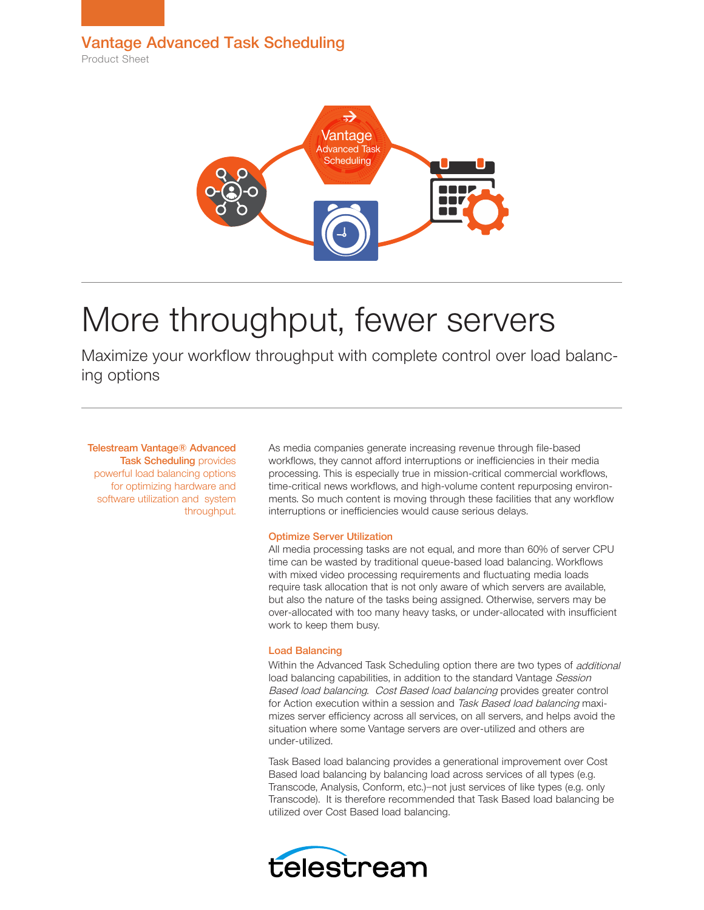# Vantage Advanced Task Scheduling

Product Sheet

# More throughput, fewer servers

## Maximize your workflow throughput with complete control over load balancing options

**Telestream Vantage® Advanced Task Scheduling** provides powerful load balancing options for optimizing hardware and software utilization and system throughput.

As media companies generate increasing revenue through file-based workflows, they cannot afford interruptions or inefficiencies in their media processing. This is especially true in mission-critical commercial workflows, time-critical news workflows, and high-volume content repurposing environments. So much content is moving through these facilities that any workflow interruptions or inefficiencies would cause serious delays.

### Optimize Server Utilization

All media processing tasks are not equal, and more than 60% of server CPU time can be wasted by traditional queue-based load balancing. Workflows with mixed video processing requirements and fluctuating media loads require task allocation that is not only aware of which servers are available, but also the nature of the tasks being assigned. Otherwise, servers may be over-allocated with too many heavy tasks, or under-allocated with insufficient work to keep them busy.

### Load Balancing

Within the Advanced Task Scheduling option there are two types of *additional* load balancing capabilities, in addition to the standard Vantage *Session Based load balancing*. *Cost Based load balancing* provides greater control for Action execution within a session and *Task Based load balancing* maximizes server efficiency across all services, on all servers, and helps avoid the situation where some Vantage servers are over-utilized and others are under-utilized.

Task Based load balancing provides a generational improvement over Cost Based load balancing by balancing load across services of all types (e.g. Transcode, Analysis, Conform, etc.)–not just services of like types (e.g. only Transcode). It is therefore recommended that Task Based load balancing be utilized over Cost Based load balancing.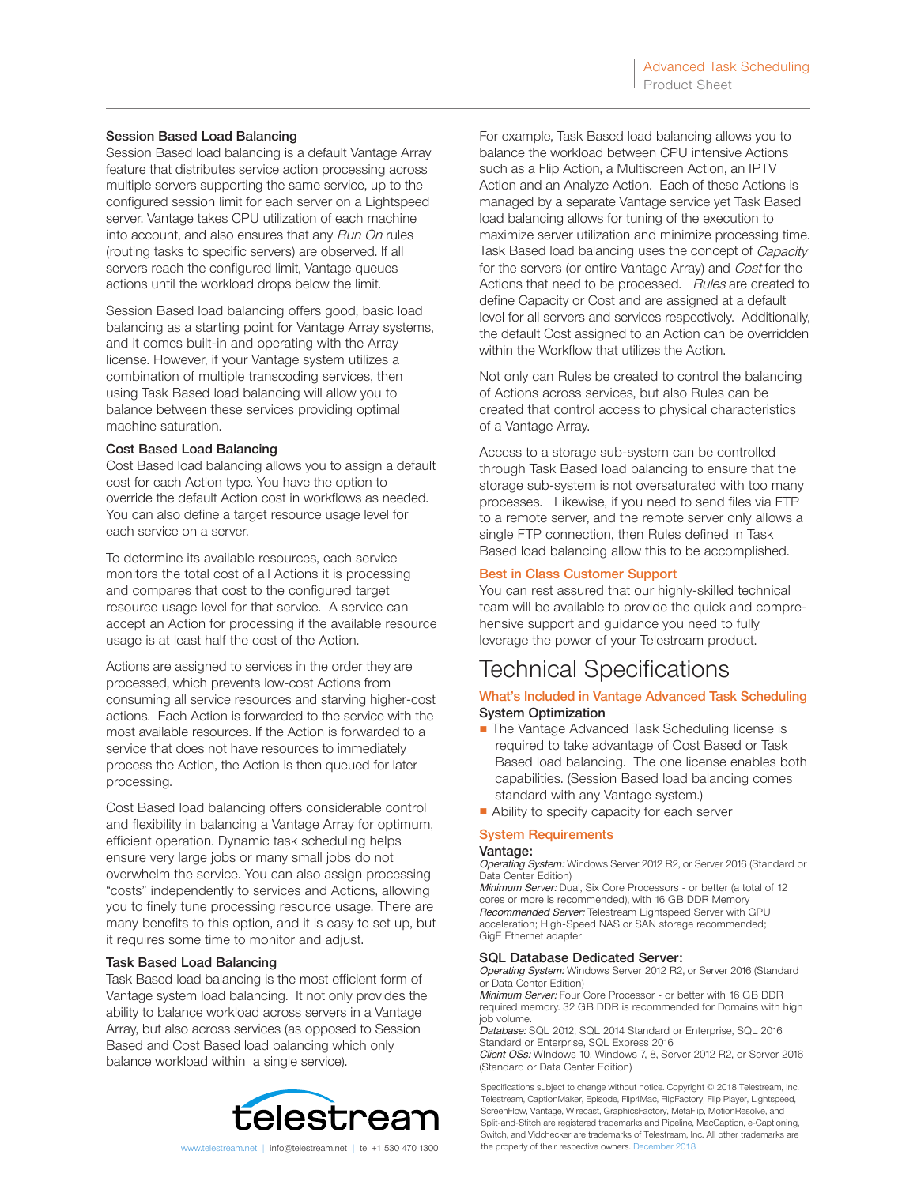### Session Based Load Balancing

Session Based load balancing is a default Vantage Array feature that distributes service action processing across multiple servers supporting the same service, up to the configured session limit for each server on a Lightspeed server. Vantage takes CPU utilization of each machine into account, and also ensures that any *Run On* rules (routing tasks to specific servers) are observed. If all servers reach the configured limit, Vantage queues actions until the workload drops below the limit.

Session Based load balancing offers good, basic load balancing as a starting point for Vantage Array systems, and it comes built-in and operating with the Array license. However, if your Vantage system utilizes a combination of multiple transcoding services, then using Task Based load balancing will allow you to balance between these services providing optimal machine saturation.

### Cost Based Load Balancing

Cost Based load balancing allows you to assign a default cost for each Action type. You have the option to override the default Action cost in workflows as needed. You can also define a target resource usage level for each service on a server.

To determine its available resources, each service monitors the total cost of all Actions it is processing and compares that cost to the configured target resource usage level for that service. A service can accept an Action for processing if the available resource usage is at least half the cost of the Action.

Actions are assigned to services in the order they are processed, which prevents low-cost Actions from consuming all service resources and starving higher-cost actions. Each Action is forwarded to the service with the most available resources. If the Action is forwarded to a service that does not have resources to immediately process the Action, the Action is then queued for later processing.

Cost Based load balancing offers considerable control and flexibility in balancing a Vantage Array for optimum, efficient operation. Dynamic task scheduling helps ensure very large jobs or many small jobs do not overwhelm the service. You can also assign processing "costs" independently to services and Actions, allowing you to finely tune processing resource usage. There are many benefits to this option, and it is easy to set up, but it requires some time to monitor and adjust.

### Task Based Load Balancing

Task Based load balancing is the most efficient form of Vantage system load balancing. It not only provides the ability to balance workload across servers in a Vantage Array, but also across services (as opposed to Session Based and Cost Based load balancing which only balance workload within a single service).

For example, Task Based load balancing allows you to balance the workload between CPU intensive Actions such as a Flip Action, a Multiscreen Action, an IPTV Action and an Analyze Action. Each of these Actions is managed by a separate Vantage service yet Task Based load balancing allows for tuning of the execution to maximize server utilization and minimize processing time. Task Based load balancing uses the concept of *Capacity* for the servers (or entire Vantage Array) and *Cost* for the Actions that need to be processed. *Rules* are created to define Capacity or Cost and are assigned at a default level for all servers and services respectively. Additionally, the default Cost assigned to an Action can be overridden within the Workflow that utilizes the Action.

Not only can Rules be created to control the balancing of Actions across services, but also Rules can be created that control access to physical characteristics of a Vantage Array.

Access to a storage sub-system can be controlled through Task Based load balancing to ensure that the storage sub-system is not oversaturated with too many processes. Likewise, if you need to send files via FTP to a remote server, and the remote server only allows a single FTP connection, then Rules defined in Task Based load balancing allow this to be accomplished.

### Best in Class Customer Support

You can rest assured that our highly-skilled technical team will be available to provide the quick and comprehensive support and guidance you need to fully leverage the power of your Telestream product.

## Technical Specifications

### What's Included in Vantage Advanced Task Scheduling

**System Optimization**

- The Vantage Advanced Task Scheduling license is required to take advantage of Cost Based or Task Based load balancing. The one license enables both capabilities. (Session Based load balancing comes standard with any Vantage system.)
- Ability to specify capacity for each server

### System Requirements

**Vantage:**

*Operating System:* Windows Server 2012 R2, or Server 2016 (Standard or Data Center Edition)
*Minimum Server:* Dual, Six Core Processors - or better (a total of 12 cores or more is recommended), with 16 GB DDR Memory
*Recommended Server:* Telestream Lightspeed Server with GPU acceleration; High-Speed NAS or SAN storage recommended; GigE Ethernet adapter

**SQL Database Dedicated Server:**

*Operating System:* Windows Server 2012 R2, or Server 2016 (Standard or Data Center Edition)
*Minimum Server:* Four Core Processor - or better with 16 GB DDR required memory. 32 GB DDR is recommended for Domains with high job volume.
*Database:* SQL 2012, SQL 2014 Standard or Enterprise, SQL 2016 Standard or Enterprise, SQL Express 2016
*Client OSs:* WIndows 10, Windows 7, 8, Server 2012 R2, or Server 2016 (Standard or Data Center Edition)

Specifications subject to change without notice. Copyright © 2018 Telestream, Inc. Telestream, CaptionMaker, Episode, Flip4Mac, FlipFactory, Flip Player, Lightspeed, ScreenFlow, Vantage, Wirecast, GraphicsFactory, MetaFlip, MotionResolve, and Split-and-Stitch are registered trademarks and Pipeline, MacCaption, e-Captioning, Switch, and Vidchecker are trademarks of Telestream, Inc. All other trademarks are the property of their respective owners. December 2018

telestream

www.telestream.net | info@telestream.net | tel +1 530 470 1300